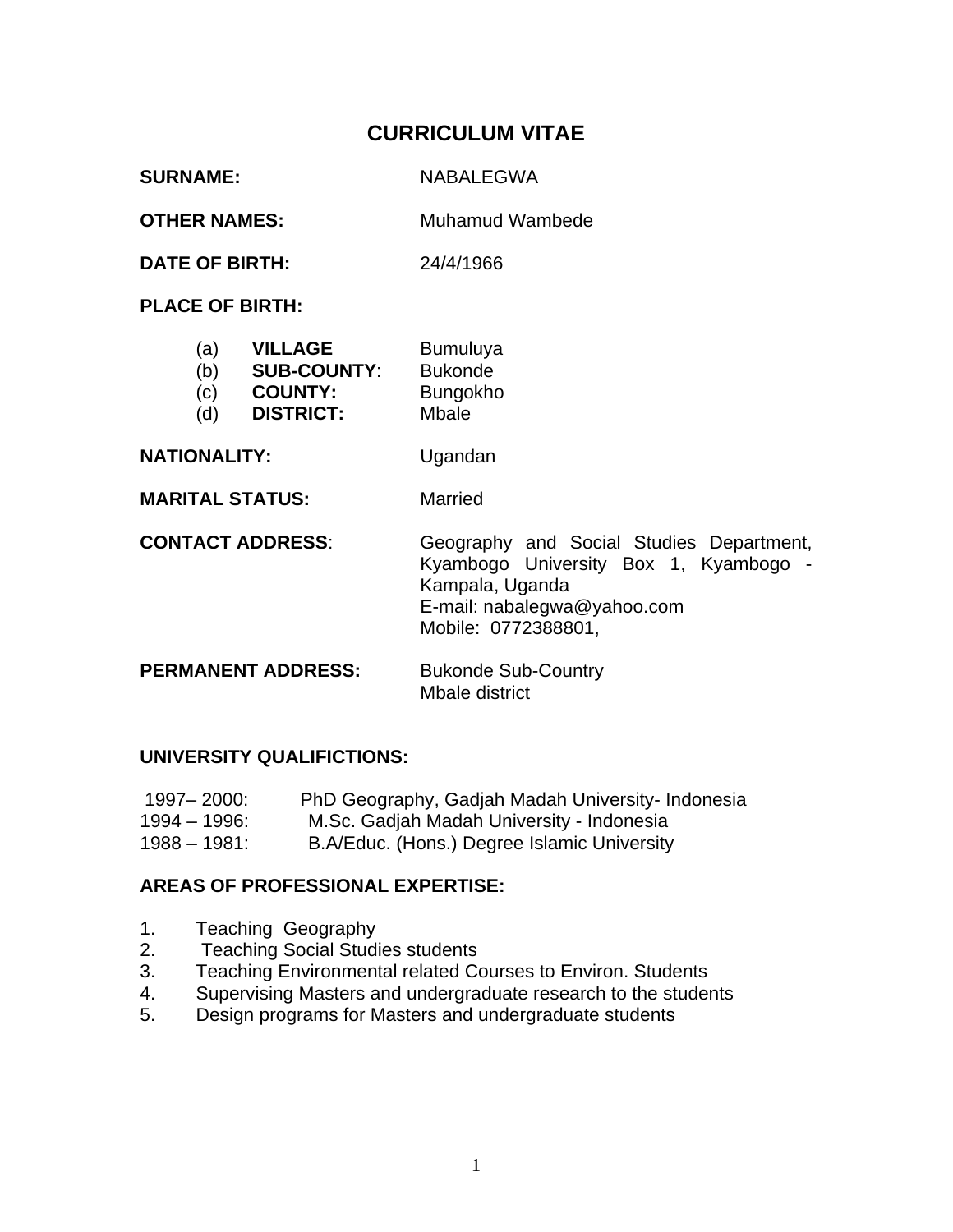# CURRICULUM VITAE

**SURNAME:** NABALEGWA

**OTHER NAMES:** Muhamud Wambede

**DATE OF BIRTH:** 24/4/1966

**PLACE OF BIRTH:**

(a) **VILLAGE** Bumuluya
(b) **SUB-COUNTY**: Bukonde
(c) **COUNTY:** Bungokho
(d) **DISTRICT:** Mbale

**NATIONALITY:** Ugandan

**MARITAL STATUS:** Married

**CONTACT ADDRESS**: Geography and Social Studies Department, Kyambogo University Box 1, Kyambogo - Kampala, Uganda
E-mail: nabalegwa@yahoo.com
Mobile: 0772388801,

**PERMANENT ADDRESS:** Bukonde Sub-Country
Mbale district

## UNIVERSITY QUALIFICTIONS:

1997– 2000: PhD Geography, Gadjah Madah University- Indonesia
1994 – 1996: M.Sc. Gadjah Madah University - Indonesia
1988 – 1981: B.A/Educ. (Hons.) Degree Islamic University

## AREAS OF PROFESSIONAL EXPERTISE:

1. Teaching Geography
2. Teaching Social Studies students
3. Teaching Environmental related Courses to Environ. Students
4. Supervising Masters and undergraduate research to the students
5. Design programs for Masters and undergraduate students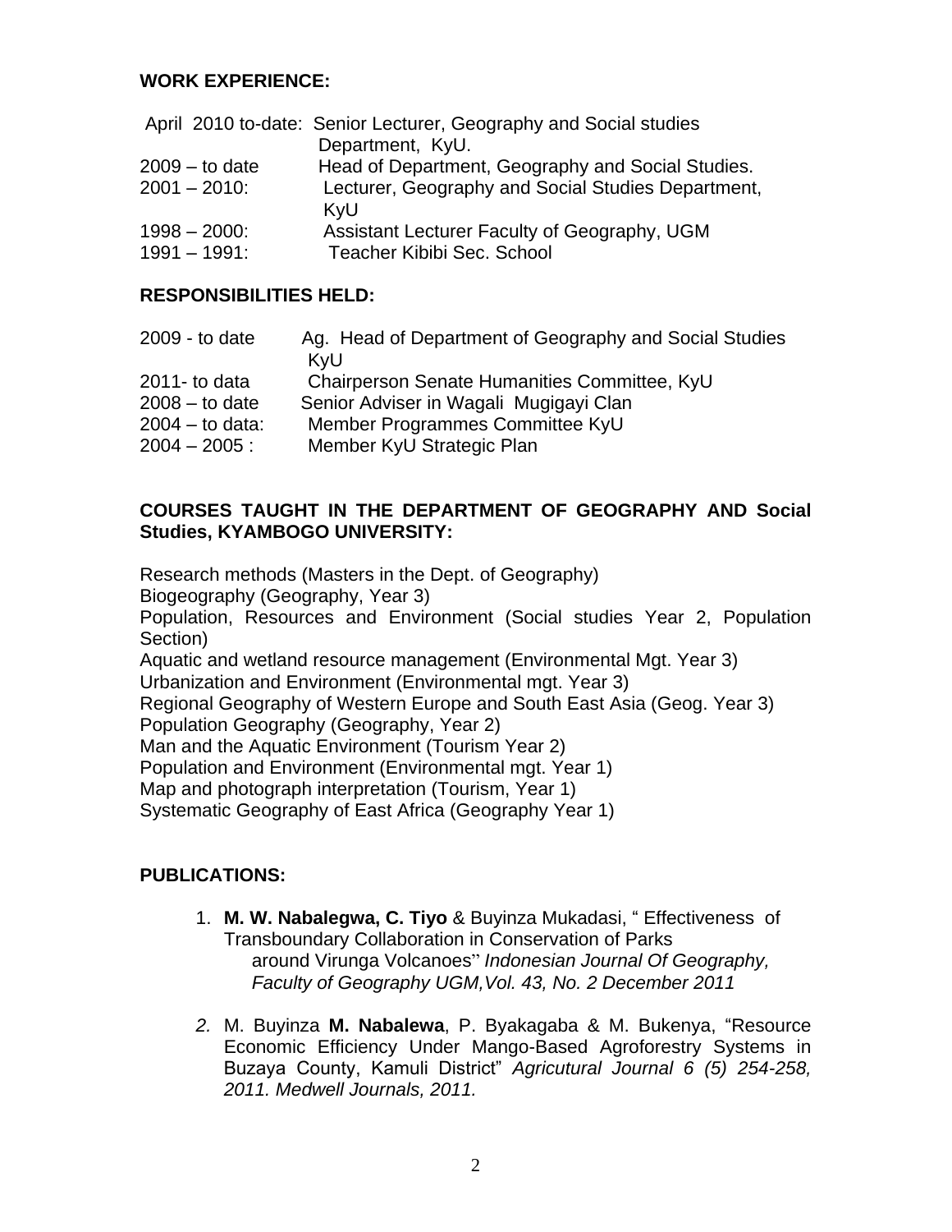**WORK EXPERIENCE:**

| | |
|---|---|
| April 2010 to-date: | Senior Lecturer, Geography and Social studies Department, KyU. |
| 2009 – to date | Head of Department, Geography and Social Studies. |
| 2001 – 2010: | Lecturer, Geography and Social Studies Department, KyU |
| 1998 – 2000: | Assistant Lecturer Faculty of Geography, UGM |
| 1991 – 1991: | Teacher Kibibi Sec. School |

**RESPONSIBILITIES HELD:**

| | |
|---|---|
| 2009 - to date | Ag. Head of Department of Geography and Social Studies KyU |
| 2011- to data | Chairperson Senate Humanities Committee, KyU |
| 2008 – to date | Senior Adviser in Wagali Mugigayi Clan |
| 2004 – to data: | Member Programmes Committee KyU |
| 2004 – 2005 : | Member KyU Strategic Plan |

**COURSES TAUGHT IN THE DEPARTMENT OF GEOGRAPHY AND Social Studies, KYAMBOGO UNIVERSITY:**

Research methods (Masters in the Dept. of Geography)  
Biogeography (Geography, Year 3)  
Population, Resources and Environment (Social studies Year 2, Population Section)  
Aquatic and wetland resource management (Environmental Mgt. Year 3)  
Urbanization and Environment (Environmental mgt. Year 3)  
Regional Geography of Western Europe and South East Asia (Geog. Year 3)  
Population Geography (Geography, Year 2)  
Man and the Aquatic Environment (Tourism Year 2)  
Population and Environment (Environmental mgt. Year 1)  
Map and photograph interpretation (Tourism, Year 1)  
Systematic Geography of East Africa (Geography Year 1)

**PUBLICATIONS:**

1. **M. W. Nabalegwa, C. Tiyo** & Buyinza Mukadasi, " Effectiveness of Transboundary Collaboration in Conservation of Parks around Virunga Volcanoes" *Indonesian Journal Of Geography, Faculty of Geography UGM,Vol. 43, No. 2 December 2011*

2. M. Buyinza **M. Nabalewa**, P. Byakagaba & M. Bukenya, "Resource Economic Efficiency Under Mango-Based Agroforestry Systems in Buzaya County, Kamuli District" *Agricutural Journal 6 (5) 254-258, 2011. Medwell Journals, 2011.*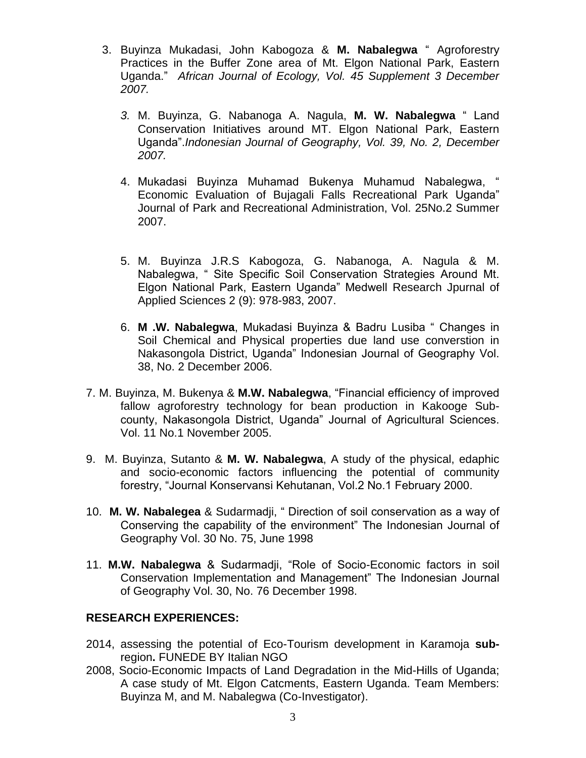3. Buyinza Mukadasi, John Kabogoza & **M. Nabalegwa** " Agroforestry Practices in the Buffer Zone area of Mt. Elgon National Park, Eastern Uganda." *African Journal of Ecology, Vol. 45 Supplement 3 December 2007.*

   *3.* M. Buyinza, G. Nabanoga A. Nagula, **M. W. Nabalegwa** " Land Conservation Initiatives around MT. Elgon National Park, Eastern Uganda".*Indonesian Journal of Geography, Vol. 39, No. 2, December 2007.*

   4. Mukadasi Buyinza Muhamad Bukenya Muhamud Nabalegwa, " Economic Evaluation of Bujagali Falls Recreational Park Uganda" Journal of Park and Recreational Administration, Vol. 25No.2 Summer 2007.

   5. M. Buyinza J.R.S Kabogoza, G. Nabanoga, A. Nagula & M. Nabalegwa, " Site Specific Soil Conservation Strategies Around Mt. Elgon National Park, Eastern Uganda" Medwell Research Jpurnal of Applied Sciences 2 (9): 978-983, 2007.

   6. **M .W. Nabalegwa**, Mukadasi Buyinza & Badru Lusiba " Changes in Soil Chemical and Physical properties due land use converstion in Nakasongola District, Uganda" Indonesian Journal of Geography Vol. 38, No. 2 December 2006.

7. M. Buyinza, M. Bukenya & **M.W. Nabalegwa**, "Financial efficiency of improved fallow agroforestry technology for bean production in Kakooge Sub-county, Nakasongola District, Uganda" Journal of Agricultural Sciences. Vol. 11 No.1 November 2005.

9. M. Buyinza, Sutanto & **M. W. Nabalegwa**, A study of the physical, edaphic and socio-economic factors influencing the potential of community forestry, "Journal Konservansi Kehutanan, Vol.2 No.1 February 2000.

10. **M. W. Nabalegea** & Sudarmadji, " Direction of soil conservation as a way of Conserving the capability of the environment" The Indonesian Journal of Geography Vol. 30 No. 75, June 1998

11. **M.W. Nabalegwa** & Sudarmadji, "Role of Socio-Economic factors in soil Conservation Implementation and Management" The Indonesian Journal of Geography Vol. 30, No. 76 December 1998.

**RESEARCH EXPERIENCES:**

2014, assessing the potential of Eco-Tourism development in Karamoja **sub-**region**.** FUNEDE BY Italian NGO

2008, Socio-Economic Impacts of Land Degradation in the Mid-Hills of Uganda; A case study of Mt. Elgon Catcments, Eastern Uganda. Team Members: Buyinza M, and M. Nabalegwa (Co-Investigator).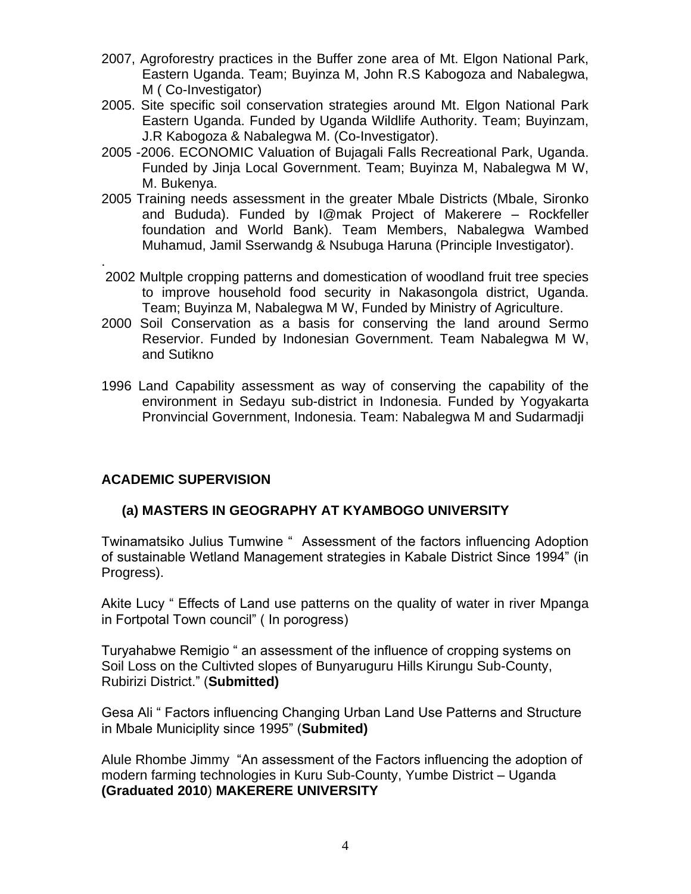2007, Agroforestry practices in the Buffer zone area of Mt. Elgon National Park, Eastern Uganda. Team; Buyinza M, John R.S Kabogoza and Nabalegwa, M ( Co-Investigator)

2005. Site specific soil conservation strategies around Mt. Elgon National Park Eastern Uganda. Funded by Uganda Wildlife Authority. Team; Buyinzam, J.R Kabogoza & Nabalegwa M. (Co-Investigator).

2005 -2006. ECONOMIC Valuation of Bujagali Falls Recreational Park, Uganda. Funded by Jinja Local Government. Team; Buyinza M, Nabalegwa M W, M. Bukenya.

2005 Training needs assessment in the greater Mbale Districts (Mbale, Sironko and Bududa). Funded by I@mak Project of Makerere – Rockfeller foundation and World Bank). Team Members, Nabalegwa Wambed Muhamud, Jamil Sserwandg & Nsubuga Haruna (Principle Investigator).

.

2002 Multple cropping patterns and domestication of woodland fruit tree species to improve household food security in Nakasongola district, Uganda. Team; Buyinza M, Nabalegwa M W, Funded by Ministry of Agriculture.

2000 Soil Conservation as a basis for conserving the land around Sermo Reservior. Funded by Indonesian Government. Team Nabalegwa M W, and Sutikno

1996 Land Capability assessment as way of conserving the capability of the environment in Sedayu sub-district in Indonesia. Funded by Yogyakarta Pronvincial Government, Indonesia. Team: Nabalegwa M and Sudarmadji

## ACADEMIC SUPERVISION

### (a) MASTERS IN GEOGRAPHY AT KYAMBOGO UNIVERSITY

Twinamatsiko Julius Tumwine " Assessment of the factors influencing Adoption of sustainable Wetland Management strategies in Kabale District Since 1994" (in Progress).

Akite Lucy " Effects of Land use patterns on the quality of water in river Mpanga in Fortpotal Town council" ( In porogress)

Turyahabwe Remigio " an assessment of the influence of cropping systems on Soil Loss on the Cultivted slopes of Bunyaruguru Hills Kirungu Sub-County, Rubirizi District." (**Submitted)**

Gesa Ali " Factors influencing Changing Urban Land Use Patterns and Structure in Mbale Municiplity since 1995" (**Submited)**

Alule Rhombe Jimmy "An assessment of the Factors influencing the adoption of modern farming technologies in Kuru Sub-County, Yumbe District – Uganda **(Graduated 2010**) **MAKERERE UNIVERSITY**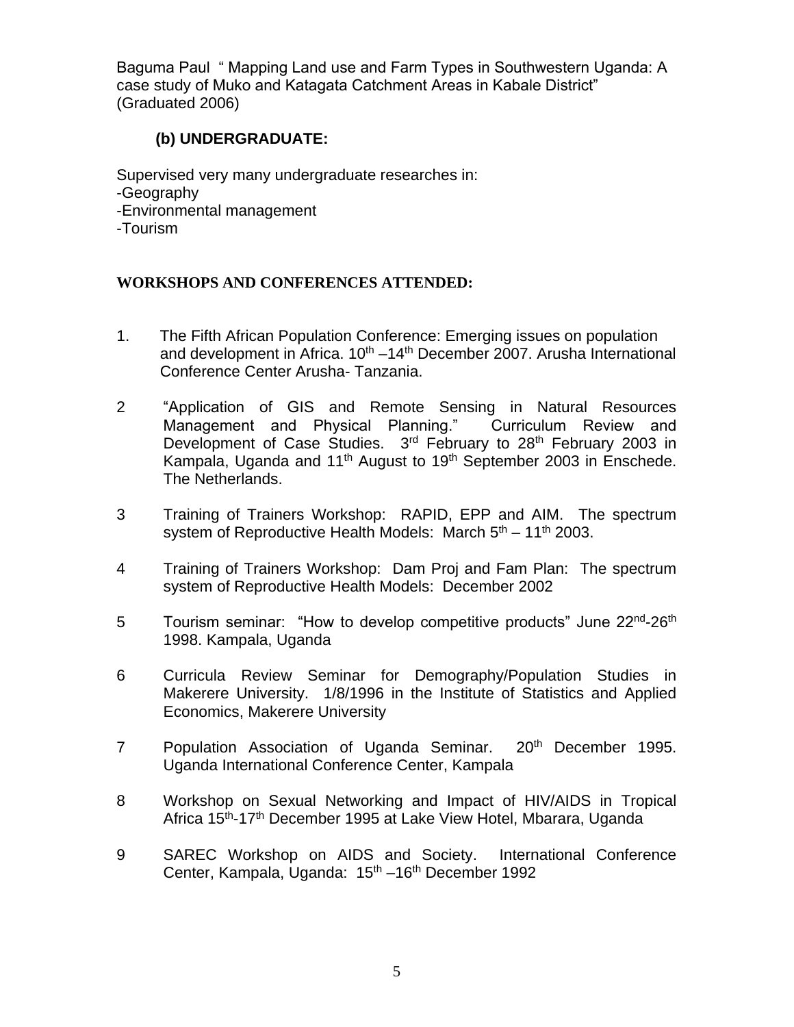Baguma Paul " Mapping Land use and Farm Types in Southwestern Uganda: A case study of Muko and Katagata Catchment Areas in Kabale District" (Graduated 2006)

### (b) UNDERGRADUATE:

Supervised very many undergraduate researches in:
-Geography
-Environmental management
-Tourism

## WORKSHOPS AND CONFERENCES ATTENDED:

1. The Fifth African Population Conference: Emerging issues on population and development in Africa. 10th –14th December 2007. Arusha International Conference Center Arusha- Tanzania.

2. "Application of GIS and Remote Sensing in Natural Resources Management and Physical Planning." Curriculum Review and Development of Case Studies. 3rd February to 28th February 2003 in Kampala, Uganda and 11th August to 19th September 2003 in Enschede. The Netherlands.

3. Training of Trainers Workshop: RAPID, EPP and AIM. The spectrum system of Reproductive Health Models: March 5th – 11th 2003.

4. Training of Trainers Workshop: Dam Proj and Fam Plan: The spectrum system of Reproductive Health Models: December 2002

5. Tourism seminar: "How to develop competitive products" June 22nd-26th 1998. Kampala, Uganda

6. Curricula Review Seminar for Demography/Population Studies in Makerere University. 1/8/1996 in the Institute of Statistics and Applied Economics, Makerere University

7. Population Association of Uganda Seminar. 20th December 1995. Uganda International Conference Center, Kampala

8. Workshop on Sexual Networking and Impact of HIV/AIDS in Tropical Africa 15th-17th December 1995 at Lake View Hotel, Mbarara, Uganda

9. SAREC Workshop on AIDS and Society. International Conference Center, Kampala, Uganda: 15th –16th December 1992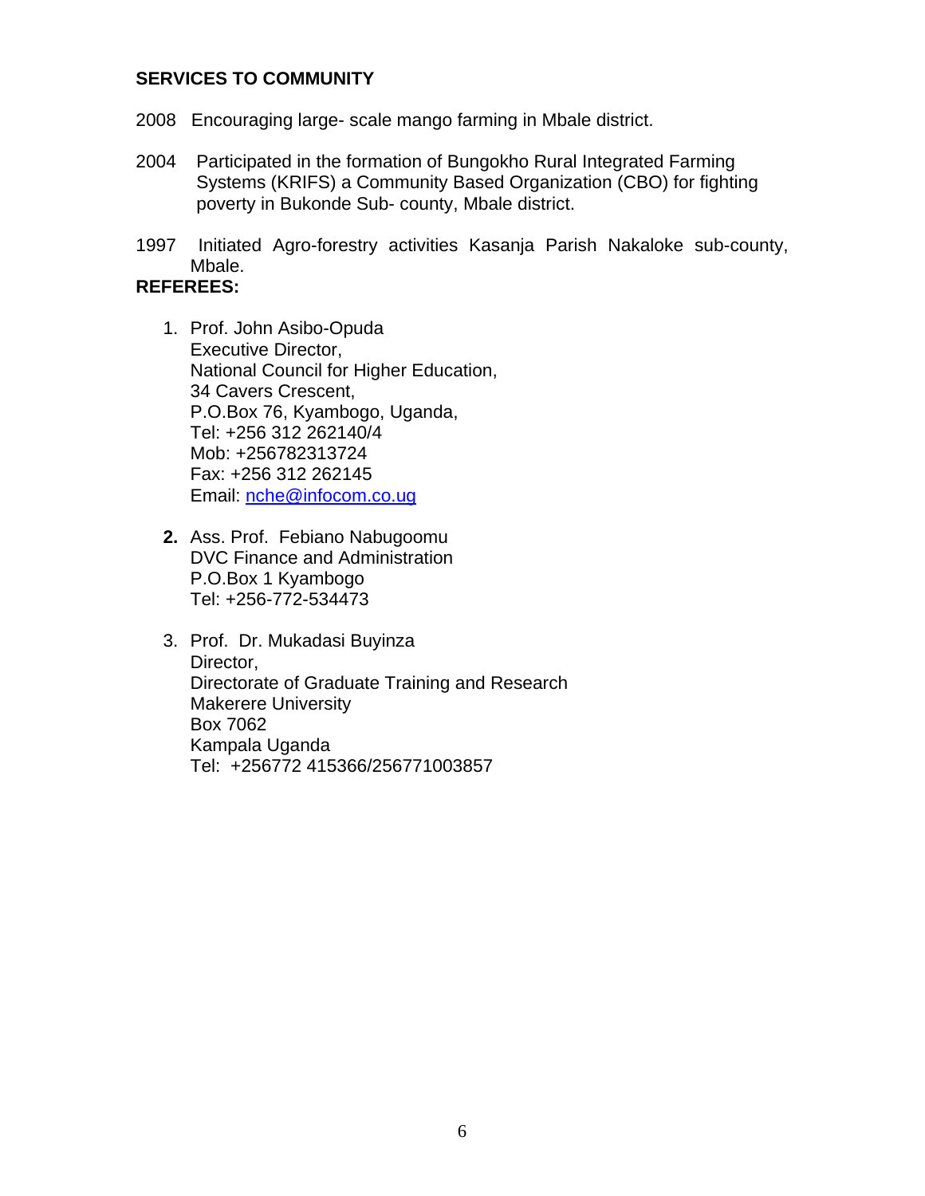**SERVICES TO COMMUNITY**

2008 Encouraging large- scale mango farming in Mbale district.

2004 Participated in the formation of Bungokho Rural Integrated Farming Systems (KRIFS) a Community Based Organization (CBO) for fighting poverty in Bukonde Sub- county, Mbale district.

1997 Initiated Agro-forestry activities Kasanja Parish Nakaloke sub-county, Mbale.

**REFEREES:**

1. Prof. John Asibo-Opuda
   Executive Director,
   National Council for Higher Education,
   34 Cavers Crescent,
   P.O.Box 76, Kyambogo, Uganda,
   Tel: +256 312 262140/4
   Mob: +256782313724
   Fax: +256 312 262145
   Email: nche@infocom.co.ug

2. Ass. Prof. Febiano Nabugoomu
   DVC Finance and Administration
   P.O.Box 1 Kyambogo
   Tel: +256-772-534473

3. Prof. Dr. Mukadasi Buyinza
   Director,
   Directorate of Graduate Training and Research
   Makerere University
   Box 7062
   Kampala Uganda
   Tel: +256772 415366/256771003857